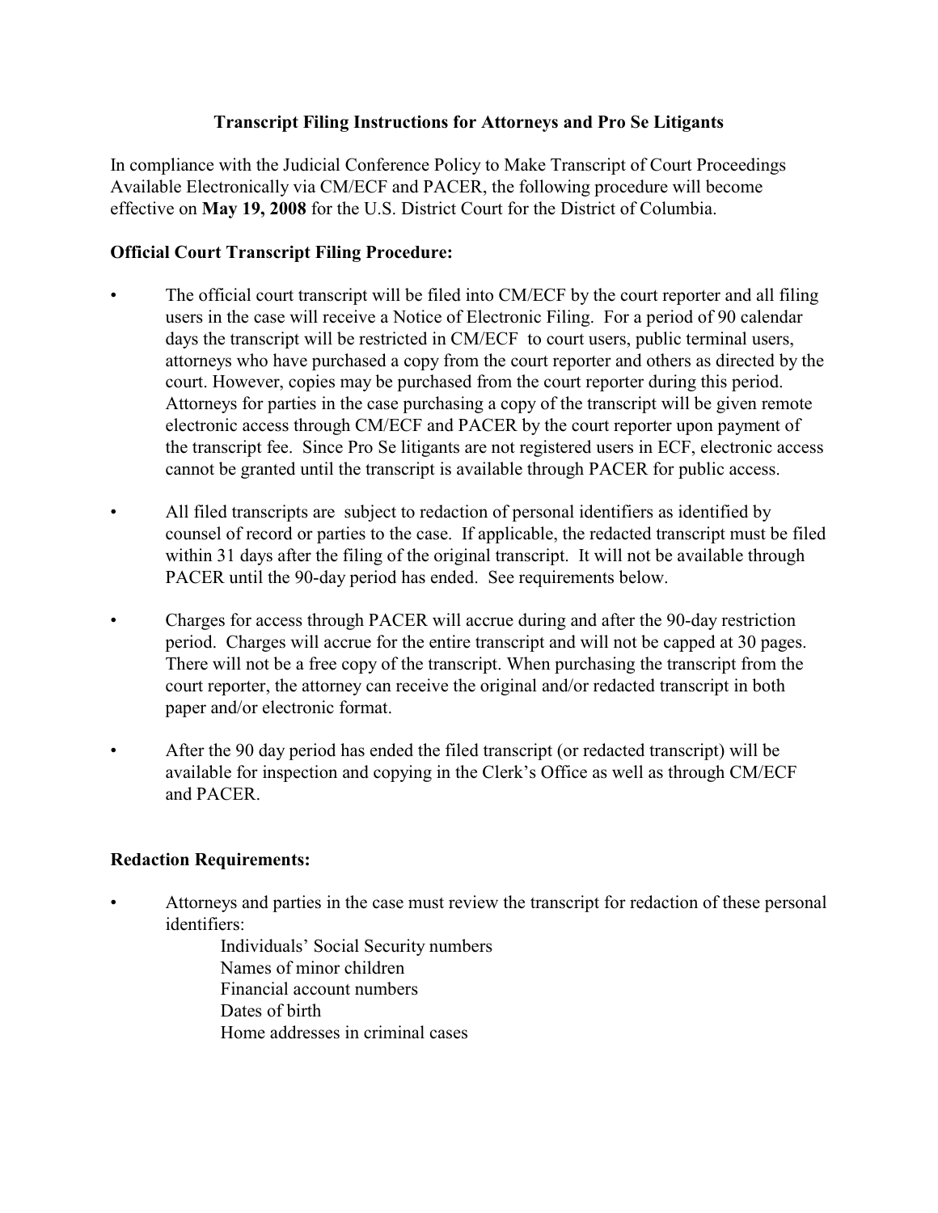# Transcript Filing Instructions for Attorneys and Pro Se Litigants

In compliance with the Judicial Conference Policy to Make Transcript of Court Proceedings Available Electronically via CM/ECF and PACER, the following procedure will become effective on **May 19, 2008** for the U.S. District Court for the District of Columbia.

## Official Court Transcript Filing Procedure:

- The official court transcript will be filed into CM/ECF by the court reporter and all filing users in the case will receive a Notice of Electronic Filing. For a period of 90 calendar days the transcript will be restricted in CM/ECF to court users, public terminal users, attorneys who have purchased a copy from the court reporter and others as directed by the court. However, copies may be purchased from the court reporter during this period. Attorneys for parties in the case purchasing a copy of the transcript will be given remote electronic access through CM/ECF and PACER by the court reporter upon payment of the transcript fee. Since Pro Se litigants are not registered users in ECF, electronic access cannot be granted until the transcript is available through PACER for public access.

- All filed transcripts are subject to redaction of personal identifiers as identified by counsel of record or parties to the case. If applicable, the redacted transcript must be filed within 31 days after the filing of the original transcript. It will not be available through PACER until the 90-day period has ended. See requirements below.

- Charges for access through PACER will accrue during and after the 90-day restriction period. Charges will accrue for the entire transcript and will not be capped at 30 pages. There will not be a free copy of the transcript. When purchasing the transcript from the court reporter, the attorney can receive the original and/or redacted transcript in both paper and/or electronic format.

- After the 90 day period has ended the filed transcript (or redacted transcript) will be available for inspection and copying in the Clerk's Office as well as through CM/ECF and PACER.

## Redaction Requirements:

- Attorneys and parties in the case must review the transcript for redaction of these personal identifiers:
  - Individuals' Social Security numbers
  - Names of minor children
  - Financial account numbers
  - Dates of birth
  - Home addresses in criminal cases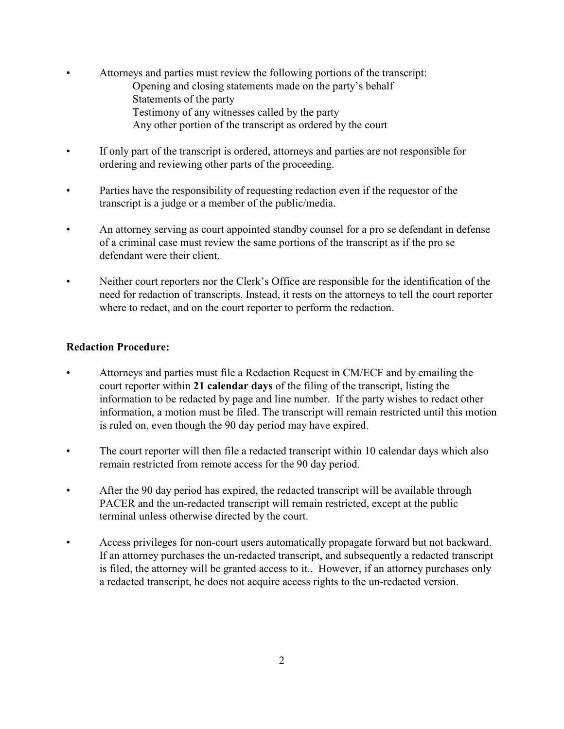- Attorneys and parties must review the following portions of the transcript:
  - Opening and closing statements made on the party's behalf
  - Statements of the party
  - Testimony of any witnesses called by the party
  - Any other portion of the transcript as ordered by the court

- If only part of the transcript is ordered, attorneys and parties are not responsible for ordering and reviewing other parts of the proceeding.

- Parties have the responsibility of requesting redaction even if the requestor of the transcript is a judge or a member of the public/media.

- An attorney serving as court appointed standby counsel for a pro se defendant in defense of a criminal case must review the same portions of the transcript as if the pro se defendant were their client.

- Neither court reporters nor the Clerk's Office are responsible for the identification of the need for redaction of transcripts. Instead, it rests on the attorneys to tell the court reporter where to redact, and on the court reporter to perform the redaction.

**Redaction Procedure:**

- Attorneys and parties must file a Redaction Request in CM/ECF and by emailing the court reporter within **21 calendar days** of the filing of the transcript, listing the information to be redacted by page and line number. If the party wishes to redact other information, a motion must be filed. The transcript will remain restricted until this motion is ruled on, even though the 90 day period may have expired.

- The court reporter will then file a redacted transcript within 10 calendar days which also remain restricted from remote access for the 90 day period.

- After the 90 day period has expired, the redacted transcript will be available through PACER and the un-redacted transcript will remain restricted, except at the public terminal unless otherwise directed by the court.

- Access privileges for non-court users automatically propagate forward but not backward. If an attorney purchases the un-redacted transcript, and subsequently a redacted transcript is filed, the attorney will be granted access to it.. However, if an attorney purchases only a redacted transcript, he does not acquire access rights to the un-redacted version.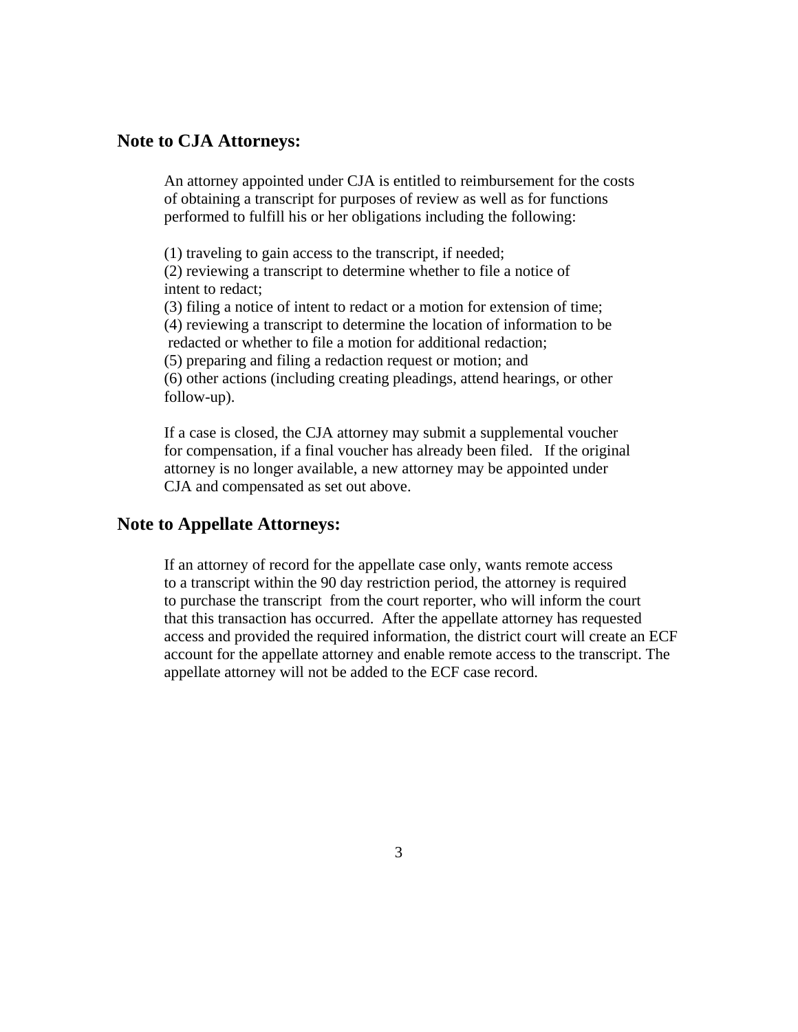## Note to CJA Attorneys:

An attorney appointed under CJA is entitled to reimbursement for the costs of obtaining a transcript for purposes of review as well as for functions performed to fulfill his or her obligations including the following:

(1) traveling to gain access to the transcript, if needed;
(2) reviewing a transcript to determine whether to file a notice of intent to redact;
(3) filing a notice of intent to redact or a motion for extension of time;
(4) reviewing a transcript to determine the location of information to be redacted or whether to file a motion for additional redaction;
(5) preparing and filing a redaction request or motion; and
(6) other actions (including creating pleadings, attend hearings, or other follow-up).

If a case is closed, the CJA attorney may submit a supplemental voucher for compensation, if a final voucher has already been filed. If the original attorney is no longer available, a new attorney may be appointed under CJA and compensated as set out above.

## Note to Appellate Attorneys:

If an attorney of record for the appellate case only, wants remote access to a transcript within the 90 day restriction period, the attorney is required to purchase the transcript from the court reporter, who will inform the court that this transaction has occurred. After the appellate attorney has requested access and provided the required information, the district court will create an ECF account for the appellate attorney and enable remote access to the transcript. The appellate attorney will not be added to the ECF case record.